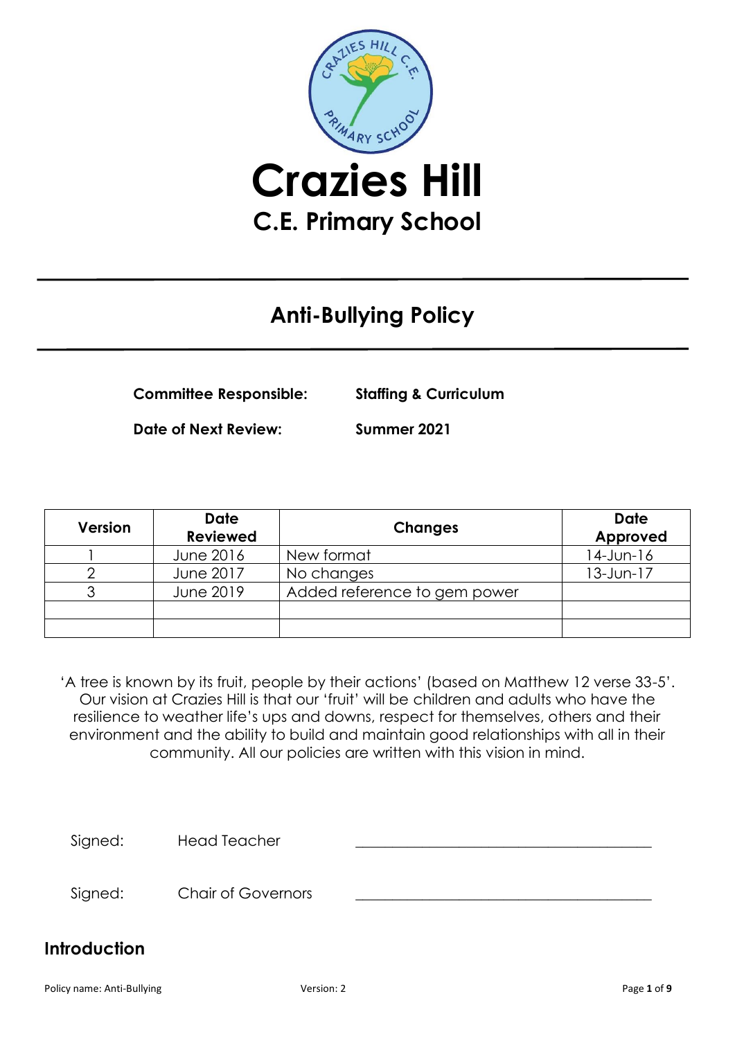# Crazies Hill

## C.E. Primary School

# Anti-Bullying Policy

**Committee Responsible:** **Staffing & Curriculum**

**Date of Next Review:** **Summer 2021**

| Version | Date Reviewed | Changes | Date Approved |
|---|---|---|---|
| 1 | June 2016 | New format | 14-Jun-16 |
| 2 | June 2017 | No changes | 13-Jun-17 |
| 3 | June 2019 | Added reference to gem power | |
| | | | |
| | | | |

'A tree is known by its fruit, people by their actions' (based on Matthew 12 verse 33-5'. Our vision at Crazies Hill is that our 'fruit' will be children and adults who have the resilience to weather life's ups and downs, respect for themselves, others and their environment and the ability to build and maintain good relationships with all in their community. All our policies are written with this vision in mind.

Signed: Head Teacher ______________________________

Signed: Chair of Governors ______________________________

## Introduction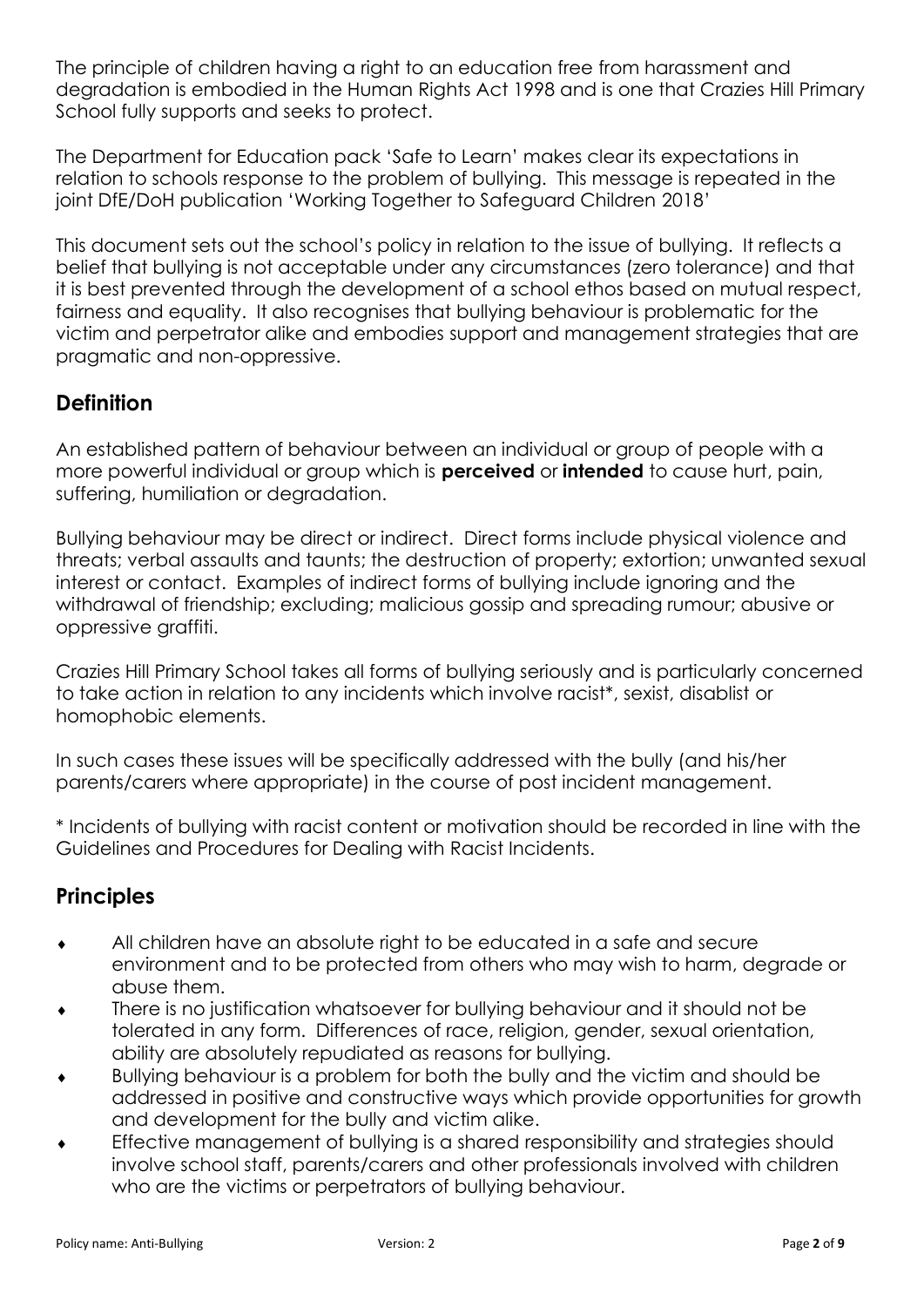The principle of children having a right to an education free from harassment and degradation is embodied in the Human Rights Act 1998 and is one that Crazies Hill Primary School fully supports and seeks to protect.

The Department for Education pack 'Safe to Learn' makes clear its expectations in relation to schools response to the problem of bullying. This message is repeated in the joint DfE/DoH publication 'Working Together to Safeguard Children 2018'

This document sets out the school's policy in relation to the issue of bullying. It reflects a belief that bullying is not acceptable under any circumstances (zero tolerance) and that it is best prevented through the development of a school ethos based on mutual respect, fairness and equality. It also recognises that bullying behaviour is problematic for the victim and perpetrator alike and embodies support and management strategies that are pragmatic and non-oppressive.

## Definition

An established pattern of behaviour between an individual or group of people with a more powerful individual or group which is **perceived** or **intended** to cause hurt, pain, suffering, humiliation or degradation.

Bullying behaviour may be direct or indirect. Direct forms include physical violence and threats; verbal assaults and taunts; the destruction of property; extortion; unwanted sexual interest or contact. Examples of indirect forms of bullying include ignoring and the withdrawal of friendship; excluding; malicious gossip and spreading rumour; abusive or oppressive graffiti.

Crazies Hill Primary School takes all forms of bullying seriously and is particularly concerned to take action in relation to any incidents which involve racist*, sexist, disablist or homophobic elements.

In such cases these issues will be specifically addressed with the bully (and his/her parents/carers where appropriate) in the course of post incident management.

\* Incidents of bullying with racist content or motivation should be recorded in line with the Guidelines and Procedures for Dealing with Racist Incidents.

## Principles

- All children have an absolute right to be educated in a safe and secure environment and to be protected from others who may wish to harm, degrade or abuse them.
- There is no justification whatsoever for bullying behaviour and it should not be tolerated in any form. Differences of race, religion, gender, sexual orientation, ability are absolutely repudiated as reasons for bullying.
- Bullying behaviour is a problem for both the bully and the victim and should be addressed in positive and constructive ways which provide opportunities for growth and development for the bully and victim alike.
- Effective management of bullying is a shared responsibility and strategies should involve school staff, parents/carers and other professionals involved with children who are the victims or perpetrators of bullying behaviour.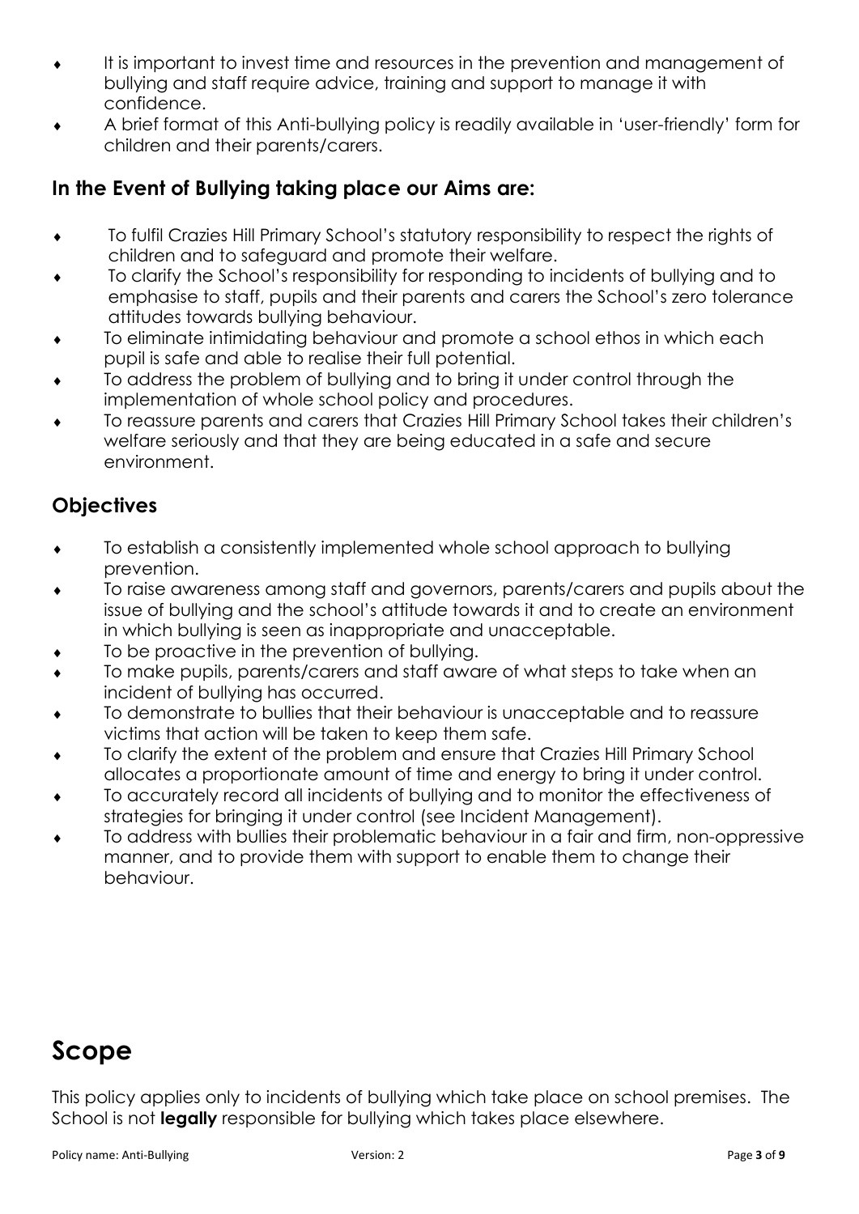- It is important to invest time and resources in the prevention and management of bullying and staff require advice, training and support to manage it with confidence.
- A brief format of this Anti-bullying policy is readily available in 'user-friendly' form for children and their parents/carers.

## In the Event of Bullying taking place our Aims are:

- To fulfil Crazies Hill Primary School's statutory responsibility to respect the rights of children and to safeguard and promote their welfare.
- To clarify the School's responsibility for responding to incidents of bullying and to emphasise to staff, pupils and their parents and carers the School's zero tolerance attitudes towards bullying behaviour.
- To eliminate intimidating behaviour and promote a school ethos in which each pupil is safe and able to realise their full potential.
- To address the problem of bullying and to bring it under control through the implementation of whole school policy and procedures.
- To reassure parents and carers that Crazies Hill Primary School takes their children's welfare seriously and that they are being educated in a safe and secure environment.

## Objectives

- To establish a consistently implemented whole school approach to bullying prevention.
- To raise awareness among staff and governors, parents/carers and pupils about the issue of bullying and the school's attitude towards it and to create an environment in which bullying is seen as inappropriate and unacceptable.
- To be proactive in the prevention of bullying.
- To make pupils, parents/carers and staff aware of what steps to take when an incident of bullying has occurred.
- To demonstrate to bullies that their behaviour is unacceptable and to reassure victims that action will be taken to keep them safe.
- To clarify the extent of the problem and ensure that Crazies Hill Primary School allocates a proportionate amount of time and energy to bring it under control.
- To accurately record all incidents of bullying and to monitor the effectiveness of strategies for bringing it under control (see Incident Management).
- To address with bullies their problematic behaviour in a fair and firm, non-oppressive manner, and to provide them with support to enable them to change their behaviour.

# Scope

This policy applies only to incidents of bullying which take place on school premises. The School is not **legally** responsible for bullying which takes place elsewhere.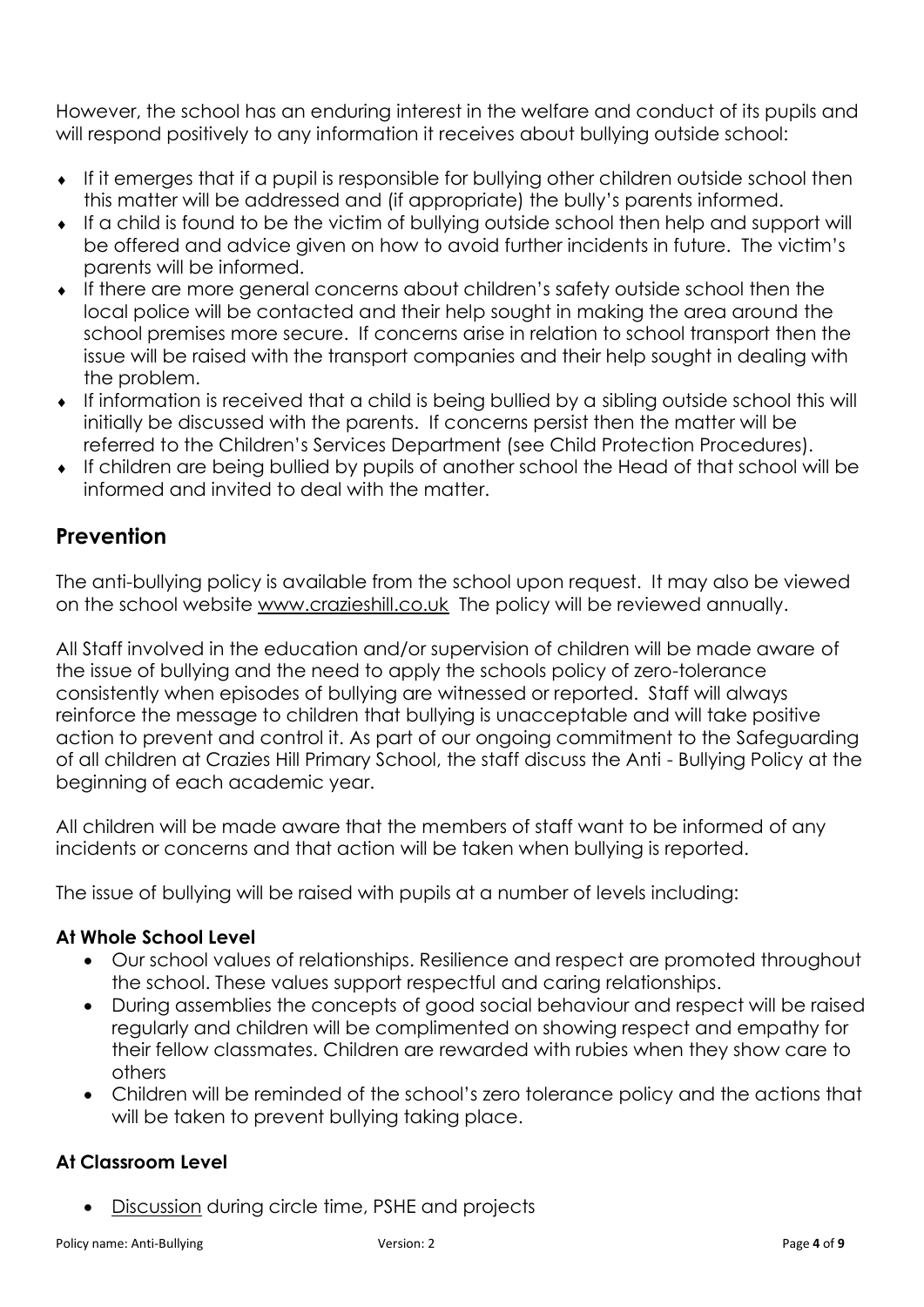However, the school has an enduring interest in the welfare and conduct of its pupils and will respond positively to any information it receives about bullying outside school:

- If it emerges that if a pupil is responsible for bullying other children outside school then this matter will be addressed and (if appropriate) the bully's parents informed.
- If a child is found to be the victim of bullying outside school then help and support will be offered and advice given on how to avoid further incidents in future. The victim's parents will be informed.
- If there are more general concerns about children's safety outside school then the local police will be contacted and their help sought in making the area around the school premises more secure. If concerns arise in relation to school transport then the issue will be raised with the transport companies and their help sought in dealing with the problem.
- If information is received that a child is being bullied by a sibling outside school this will initially be discussed with the parents. If concerns persist then the matter will be referred to the Children's Services Department (see Child Protection Procedures).
- If children are being bullied by pupils of another school the Head of that school will be informed and invited to deal with the matter.

## Prevention

The anti-bullying policy is available from the school upon request. It may also be viewed on the school website www.crazieshill.co.uk The policy will be reviewed annually.

All Staff involved in the education and/or supervision of children will be made aware of the issue of bullying and the need to apply the schools policy of zero-tolerance consistently when episodes of bullying are witnessed or reported. Staff will always reinforce the message to children that bullying is unacceptable and will take positive action to prevent and control it. As part of our ongoing commitment to the Safeguarding of all children at Crazies Hill Primary School, the staff discuss the Anti - Bullying Policy at the beginning of each academic year.

All children will be made aware that the members of staff want to be informed of any incidents or concerns and that action will be taken when bullying is reported.

The issue of bullying will be raised with pupils at a number of levels including:

### At Whole School Level

- Our school values of relationships. Resilience and respect are promoted throughout the school. These values support respectful and caring relationships.
- During assemblies the concepts of good social behaviour and respect will be raised regularly and children will be complimented on showing respect and empathy for their fellow classmates. Children are rewarded with rubies when they show care to others
- Children will be reminded of the school's zero tolerance policy and the actions that will be taken to prevent bullying taking place.

### At Classroom Level

- Discussion during circle time, PSHE and projects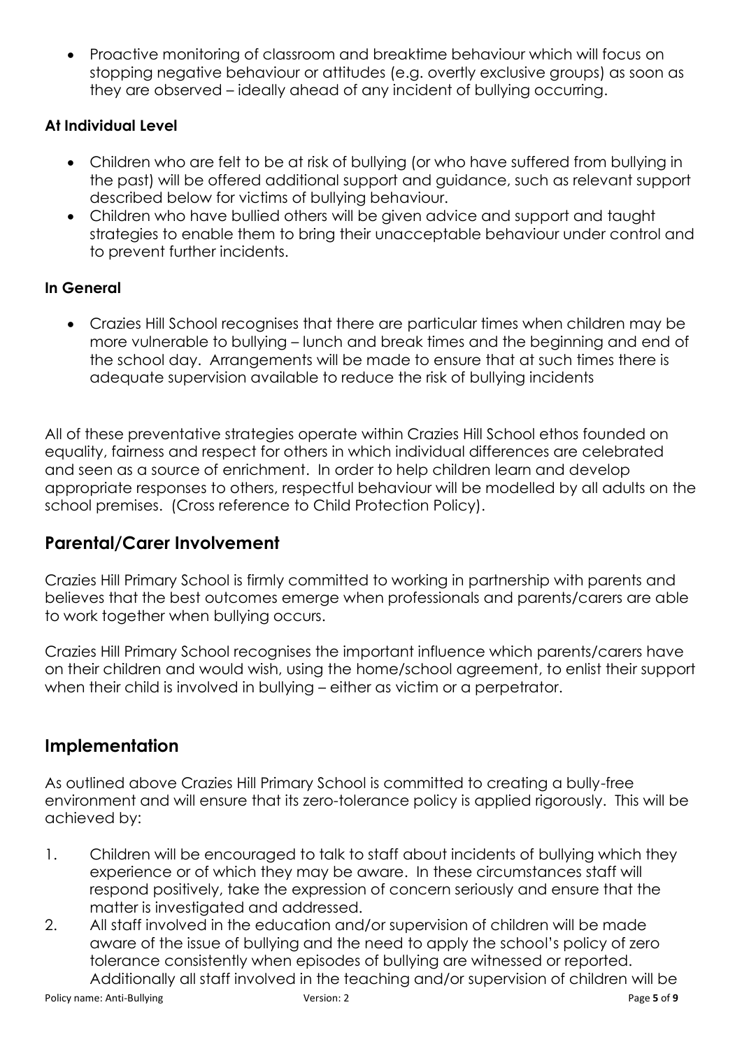- Proactive monitoring of classroom and breaktime behaviour which will focus on stopping negative behaviour or attitudes (e.g. overtly exclusive groups) as soon as they are observed – ideally ahead of any incident of bullying occurring.

**At Individual Level**

- Children who are felt to be at risk of bullying (or who have suffered from bullying in the past) will be offered additional support and guidance, such as relevant support described below for victims of bullying behaviour.
- Children who have bullied others will be given advice and support and taught strategies to enable them to bring their unacceptable behaviour under control and to prevent further incidents.

**In General**

- Crazies Hill School recognises that there are particular times when children may be more vulnerable to bullying – lunch and break times and the beginning and end of the school day. Arrangements will be made to ensure that at such times there is adequate supervision available to reduce the risk of bullying incidents

All of these preventative strategies operate within Crazies Hill School ethos founded on equality, fairness and respect for others in which individual differences are celebrated and seen as a source of enrichment. In order to help children learn and develop appropriate responses to others, respectful behaviour will be modelled by all adults on the school premises. (Cross reference to Child Protection Policy).

## Parental/Carer Involvement

Crazies Hill Primary School is firmly committed to working in partnership with parents and believes that the best outcomes emerge when professionals and parents/carers are able to work together when bullying occurs.

Crazies Hill Primary School recognises the important influence which parents/carers have on their children and would wish, using the home/school agreement, to enlist their support when their child is involved in bullying – either as victim or a perpetrator.

## Implementation

As outlined above Crazies Hill Primary School is committed to creating a bully-free environment and will ensure that its zero-tolerance policy is applied rigorously. This will be achieved by:

1. Children will be encouraged to talk to staff about incidents of bullying which they experience or of which they may be aware. In these circumstances staff will respond positively, take the expression of concern seriously and ensure that the matter is investigated and addressed.
2. All staff involved in the education and/or supervision of children will be made aware of the issue of bullying and the need to apply the school's policy of zero tolerance consistently when episodes of bullying are witnessed or reported. Additionally all staff involved in the teaching and/or supervision of children will be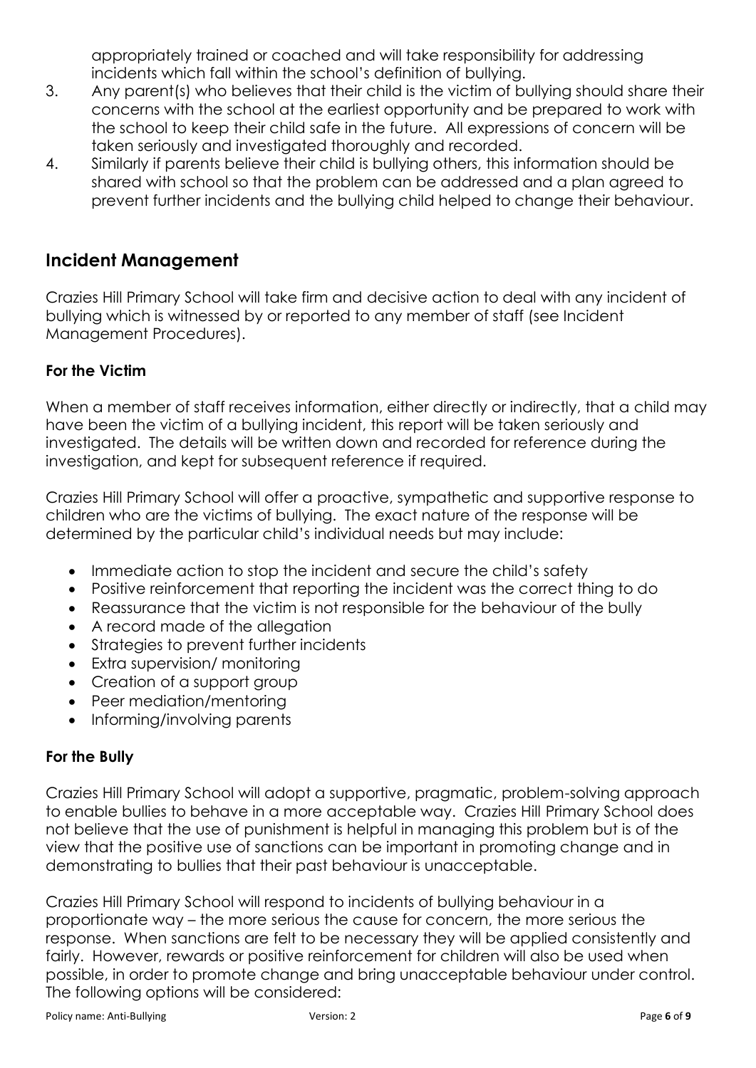appropriately trained or coached and will take responsibility for addressing incidents which fall within the school's definition of bullying.

3. Any parent(s) who believes that their child is the victim of bullying should share their concerns with the school at the earliest opportunity and be prepared to work with the school to keep their child safe in the future. All expressions of concern will be taken seriously and investigated thoroughly and recorded.
4. Similarly if parents believe their child is bullying others, this information should be shared with school so that the problem can be addressed and a plan agreed to prevent further incidents and the bullying child helped to change their behaviour.

## Incident Management

Crazies Hill Primary School will take firm and decisive action to deal with any incident of bullying which is witnessed by or reported to any member of staff (see Incident Management Procedures).

### For the Victim

When a member of staff receives information, either directly or indirectly, that a child may have been the victim of a bullying incident, this report will be taken seriously and investigated. The details will be written down and recorded for reference during the investigation, and kept for subsequent reference if required.

Crazies Hill Primary School will offer a proactive, sympathetic and supportive response to children who are the victims of bullying. The exact nature of the response will be determined by the particular child's individual needs but may include:

- Immediate action to stop the incident and secure the child's safety
- Positive reinforcement that reporting the incident was the correct thing to do
- Reassurance that the victim is not responsible for the behaviour of the bully
- A record made of the allegation
- Strategies to prevent further incidents
- Extra supervision/ monitoring
- Creation of a support group
- Peer mediation/mentoring
- Informing/involving parents

### For the Bully

Crazies Hill Primary School will adopt a supportive, pragmatic, problem-solving approach to enable bullies to behave in a more acceptable way. Crazies Hill Primary School does not believe that the use of punishment is helpful in managing this problem but is of the view that the positive use of sanctions can be important in promoting change and in demonstrating to bullies that their past behaviour is unacceptable.

Crazies Hill Primary School will respond to incidents of bullying behaviour in a proportionate way – the more serious the cause for concern, the more serious the response. When sanctions are felt to be necessary they will be applied consistently and fairly. However, rewards or positive reinforcement for children will also be used when possible, in order to promote change and bring unacceptable behaviour under control. The following options will be considered: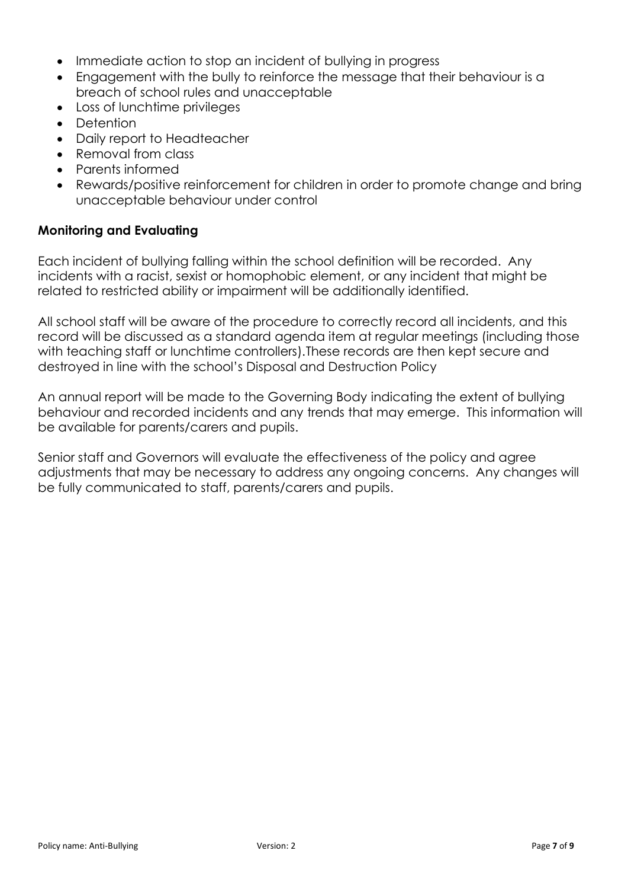- Immediate action to stop an incident of bullying in progress
- Engagement with the bully to reinforce the message that their behaviour is a breach of school rules and unacceptable
- Loss of lunchtime privileges
- Detention
- Daily report to Headteacher
- Removal from class
- Parents informed
- Rewards/positive reinforcement for children in order to promote change and bring unacceptable behaviour under control

**Monitoring and Evaluating**

Each incident of bullying falling within the school definition will be recorded. Any incidents with a racist, sexist or homophobic element, or any incident that might be related to restricted ability or impairment will be additionally identified.

All school staff will be aware of the procedure to correctly record all incidents, and this record will be discussed as a standard agenda item at regular meetings (including those with teaching staff or lunchtime controllers).These records are then kept secure and destroyed in line with the school's Disposal and Destruction Policy

An annual report will be made to the Governing Body indicating the extent of bullying behaviour and recorded incidents and any trends that may emerge. This information will be available for parents/carers and pupils.

Senior staff and Governors will evaluate the effectiveness of the policy and agree adjustments that may be necessary to address any ongoing concerns. Any changes will be fully communicated to staff, parents/carers and pupils.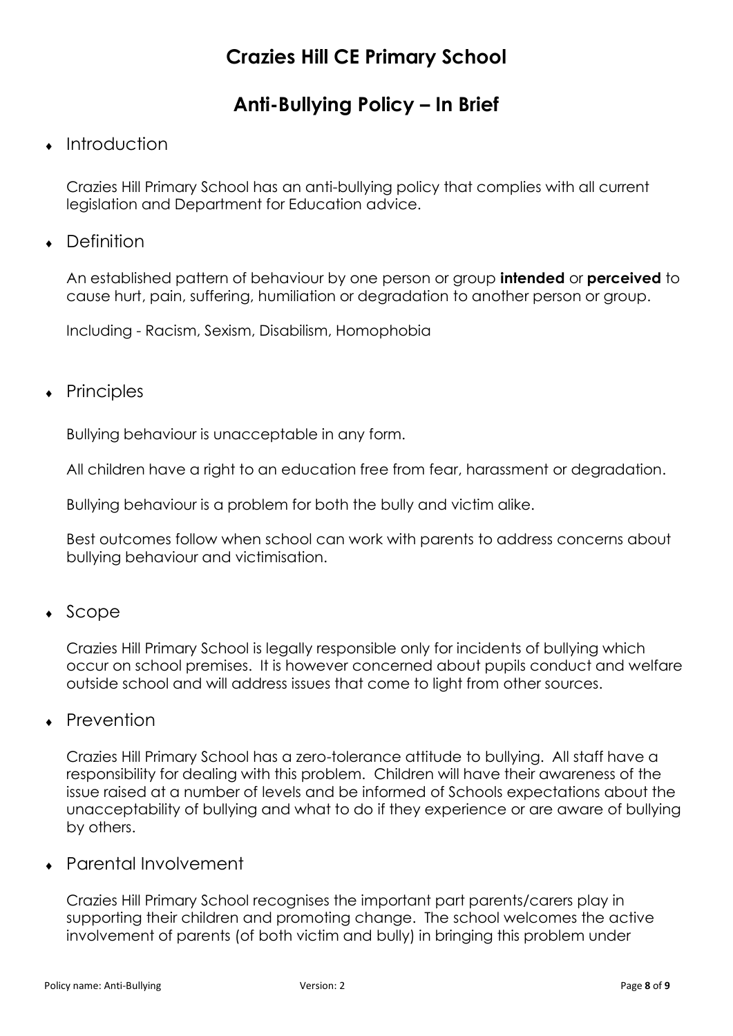# Crazies Hill CE Primary School

## Anti-Bullying Policy – In Brief

- Introduction

Crazies Hill Primary School has an anti-bullying policy that complies with all current legislation and Department for Education advice.

- Definition

An established pattern of behaviour by one person or group **intended** or **perceived** to cause hurt, pain, suffering, humiliation or degradation to another person or group.

Including - Racism, Sexism, Disabilism, Homophobia

- Principles

Bullying behaviour is unacceptable in any form.

All children have a right to an education free from fear, harassment or degradation.

Bullying behaviour is a problem for both the bully and victim alike.

Best outcomes follow when school can work with parents to address concerns about bullying behaviour and victimisation.

- Scope

Crazies Hill Primary School is legally responsible only for incidents of bullying which occur on school premises. It is however concerned about pupils conduct and welfare outside school and will address issues that come to light from other sources.

- Prevention

Crazies Hill Primary School has a zero-tolerance attitude to bullying. All staff have a responsibility for dealing with this problem. Children will have their awareness of the issue raised at a number of levels and be informed of Schools expectations about the unacceptability of bullying and what to do if they experience or are aware of bullying by others.

- Parental Involvement

Crazies Hill Primary School recognises the important part parents/carers play in supporting their children and promoting change. The school welcomes the active involvement of parents (of both victim and bully) in bringing this problem under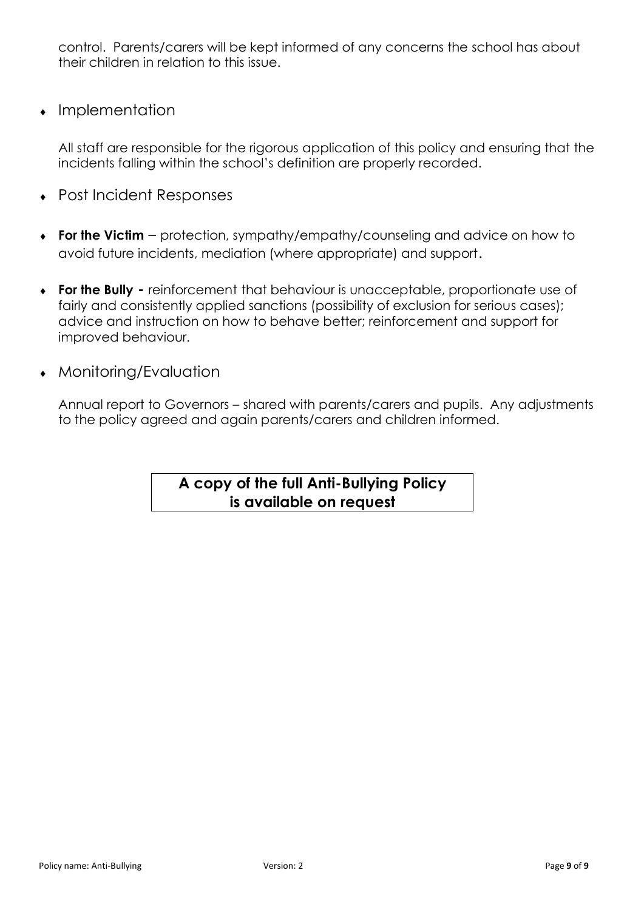control. Parents/carers will be kept informed of any concerns the school has about their children in relation to this issue.

- Implementation

  All staff are responsible for the rigorous application of this policy and ensuring that the incidents falling within the school's definition are properly recorded.

- Post Incident Responses

- **For the Victim** – protection, sympathy/empathy/counseling and advice on how to avoid future incidents, mediation (where appropriate) and support.

- **For the Bully -** reinforcement that behaviour is unacceptable, proportionate use of fairly and consistently applied sanctions (possibility of exclusion for serious cases); advice and instruction on how to behave better; reinforcement and support for improved behaviour.

- Monitoring/Evaluation

  Annual report to Governors – shared with parents/carers and pupils. Any adjustments to the policy agreed and again parents/carers and children informed.

**A copy of the full Anti-Bullying Policy is available on request**